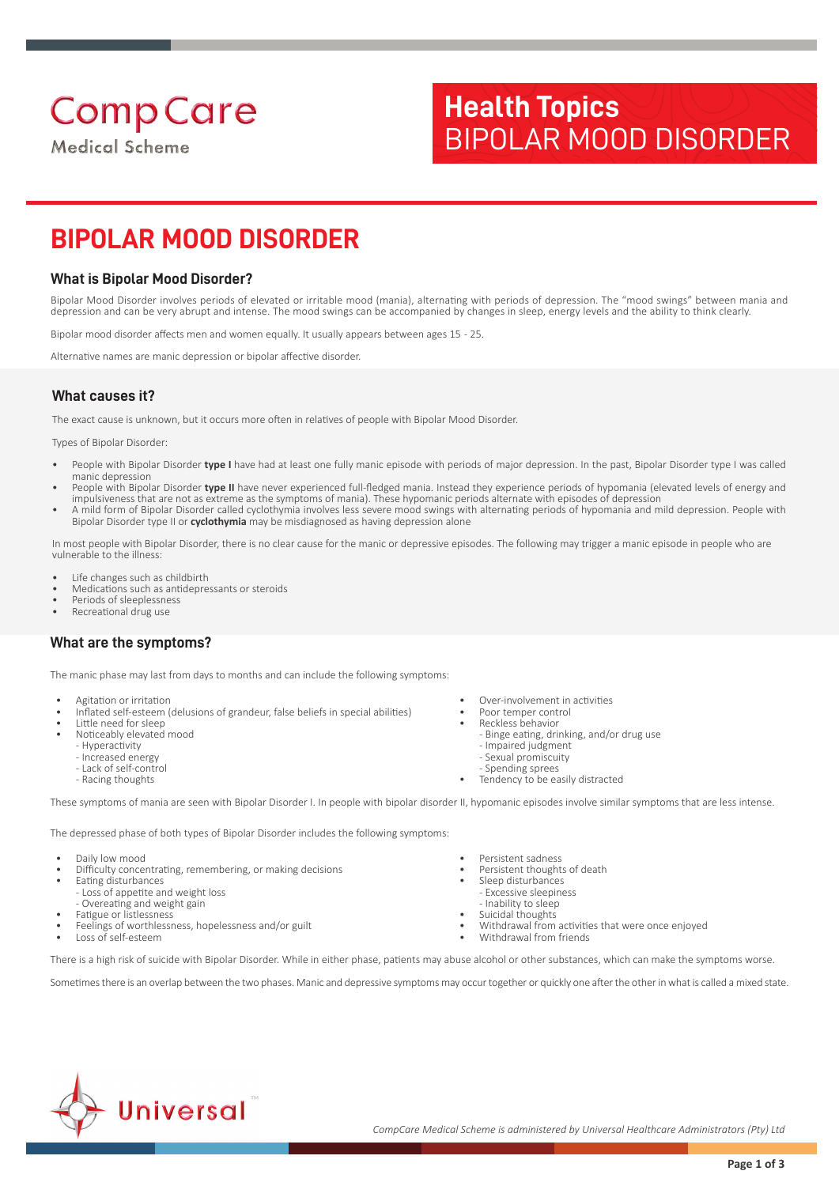# BIPOLAR MOOD DISORDER

## What is Bipolar Mood Disorder?

Bipolar Mood Disorder involves periods of elevated or irritable mood (mania), alternating with periods of depression. The "mood swings" between mania and depression and can be very abrupt and intense. The mood swings can be accompanied by changes in sleep, energy levels and the ability to think clearly.

Bipolar mood disorder affects men and women equally. It usually appears between ages 15 - 25.

Alternative names are manic depression or bipolar affective disorder.

## What causes it?

The exact cause is unknown, but it occurs more often in relatives of people with Bipolar Mood Disorder.

Types of Bipolar Disorder:

- People with Bipolar Disorder **type I** have had at least one fully manic episode with periods of major depression. In the past, Bipolar Disorder type I was called manic depression
- People with Bipolar Disorder **type II** have never experienced full-fledged mania. Instead they experience periods of hypomania (elevated levels of energy and impulsiveness that are not as extreme as the symptoms of mania). These hypomanic periods alternate with episodes of depression
- A mild form of Bipolar Disorder called cyclothymia involves less severe mood swings with alternating periods of hypomania and mild depression. People with Bipolar Disorder type II or **cyclothymia** may be misdiagnosed as having depression alone

In most people with Bipolar Disorder, there is no clear cause for the manic or depressive episodes. The following may trigger a manic episode in people who are vulnerable to the illness:

- Life changes such as childbirth
- Medications such as antidepressants or steroids
- Periods of sleeplessness
- Recreational drug use

## What are the symptoms?

The manic phase may last from days to months and can include the following symptoms:

- Agitation or irritation
- Inflated self-esteem (delusions of grandeur, false beliefs in special abilities)
- Little need for sleep
- Noticeably elevated mood
  - Hyperactivity
  - Increased energy
  - Lack of self-control
  - Racing thoughts
- Over-involvement in activities
- Poor temper control
- Reckless behavior
  - Binge eating, drinking, and/or drug use
  - Impaired judgment
  - Sexual promiscuity
  - Spending sprees
- Tendency to be easily distracted

These symptoms of mania are seen with Bipolar Disorder I. In people with bipolar disorder II, hypomanic episodes involve similar symptoms that are less intense.

The depressed phase of both types of Bipolar Disorder includes the following symptoms:

- Daily low mood
- Difficulty concentrating, remembering, or making decisions
- Eating disturbances
  - Loss of appetite and weight loss
  - Overeating and weight gain
- Fatigue or listlessness
- Feelings of worthlessness, hopelessness and/or guilt
- Loss of self-esteem
- Persistent sadness
- Persistent thoughts of death
- Sleep disturbances
  - Excessive sleepiness
  - Inability to sleep
- Suicidal thoughts
- Withdrawal from activities that were once enjoyed
- Withdrawal from friends

There is a high risk of suicide with Bipolar Disorder. While in either phase, patients may abuse alcohol or other substances, which can make the symptoms worse.

Sometimes there is an overlap between the two phases. Manic and depressive symptoms may occur together or quickly one after the other in what is called a mixed state.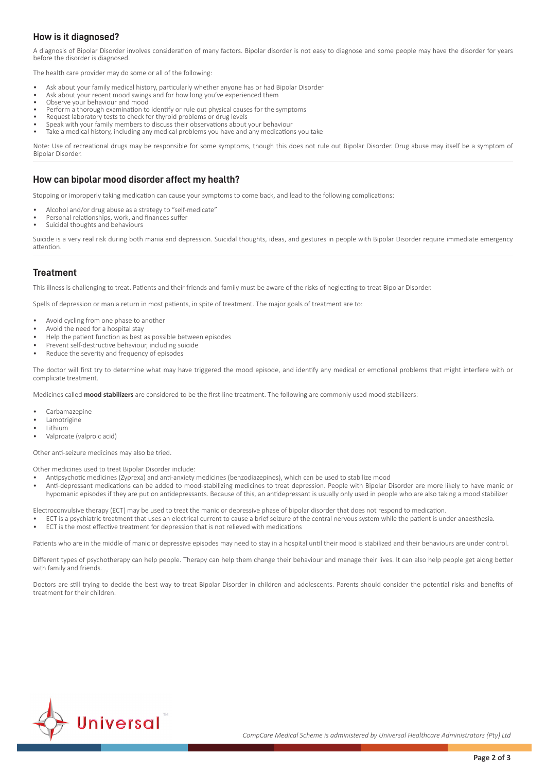## How is it diagnosed?

A diagnosis of Bipolar Disorder involves consideration of many factors. Bipolar disorder is not easy to diagnose and some people may have the disorder for years before the disorder is diagnosed.

The health care provider may do some or all of the following:

- Ask about your family medical history, particularly whether anyone has or had Bipolar Disorder
- Ask about your recent mood swings and for how long you've experienced them
- Observe your behaviour and mood
- Perform a thorough examination to identify or rule out physical causes for the symptoms
- Request laboratory tests to check for thyroid problems or drug levels
- Speak with your family members to discuss their observations about your behaviour
- Take a medical history, including any medical problems you have and any medications you take

Note: Use of recreational drugs may be responsible for some symptoms, though this does not rule out Bipolar Disorder. Drug abuse may itself be a symptom of Bipolar Disorder.

## How can bipolar mood disorder affect my health?

Stopping or improperly taking medication can cause your symptoms to come back, and lead to the following complications:

- Alcohol and/or drug abuse as a strategy to "self-medicate"
- Personal relationships, work, and finances suffer
- Suicidal thoughts and behaviours

Suicide is a very real risk during both mania and depression. Suicidal thoughts, ideas, and gestures in people with Bipolar Disorder require immediate emergency attention.

## Treatment

This illness is challenging to treat. Patients and their friends and family must be aware of the risks of neglecting to treat Bipolar Disorder.

Spells of depression or mania return in most patients, in spite of treatment. The major goals of treatment are to:

- Avoid cycling from one phase to another
- Avoid the need for a hospital stay
- Help the patient function as best as possible between episodes
- Prevent self-destructive behaviour, including suicide
- Reduce the severity and frequency of episodes

The doctor will first try to determine what may have triggered the mood episode, and identify any medical or emotional problems that might interfere with or complicate treatment.

Medicines called **mood stabilizers** are considered to be the first-line treatment. The following are commonly used mood stabilizers:

- Carbamazepine
- Lamotrigine
- Lithium
- Valproate (valproic acid)

Other anti-seizure medicines may also be tried.

Other medicines used to treat Bipolar Disorder include:

- Antipsychotic medicines (Zyprexa) and anti-anxiety medicines (benzodiazepines), which can be used to stabilize mood
- Anti-depressant medications can be added to mood-stabilizing medicines to treat depression. People with Bipolar Disorder are more likely to have manic or hypomanic episodes if they are put on antidepressants. Because of this, an antidepressant is usually only used in people who are also taking a mood stabilizer

Electroconvulsive therapy (ECT) may be used to treat the manic or depressive phase of bipolar disorder that does not respond to medication.

- ECT is a psychiatric treatment that uses an electrical current to cause a brief seizure of the central nervous system while the patient is under anaesthesia.
- ECT is the most effective treatment for depression that is not relieved with medications

Patients who are in the middle of manic or depressive episodes may need to stay in a hospital until their mood is stabilized and their behaviours are under control.

Different types of psychotherapy can help people. Therapy can help them change their behaviour and manage their lives. It can also help people get along better with family and friends.

Doctors are still trying to decide the best way to treat Bipolar Disorder in children and adolescents. Parents should consider the potential risks and benefits of treatment for their children.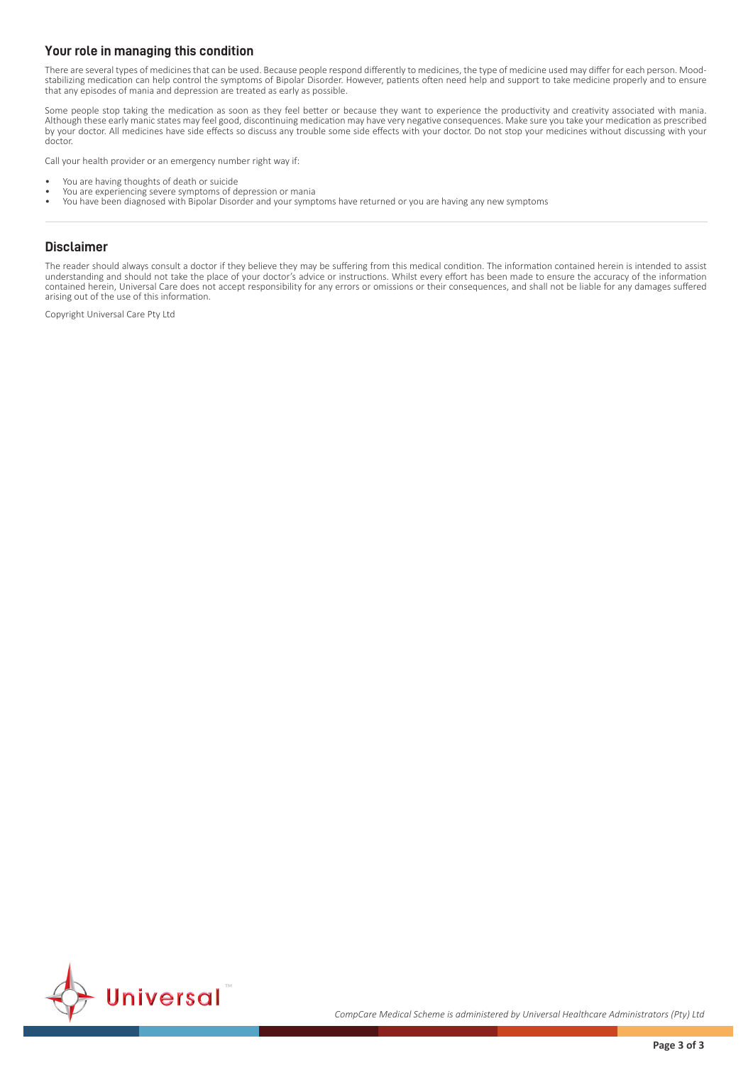## Your role in managing this condition

There are several types of medicines that can be used. Because people respond differently to medicines, the type of medicine used may differ for each person. Mood-stabilizing medication can help control the symptoms of Bipolar Disorder. However, patients often need help and support to take medicine properly and to ensure that any episodes of mania and depression are treated as early as possible.

Some people stop taking the medication as soon as they feel better or because they want to experience the productivity and creativity associated with mania. Although these early manic states may feel good, discontinuing medication may have very negative consequences. Make sure you take your medication as prescribed by your doctor. All medicines have side effects so discuss any trouble some side effects with your doctor. Do not stop your medicines without discussing with your doctor.

Call your health provider or an emergency number right way if:

- You are having thoughts of death or suicide
- You are experiencing severe symptoms of depression or mania
- You have been diagnosed with Bipolar Disorder and your symptoms have returned or you are having any new symptoms

## Disclaimer

The reader should always consult a doctor if they believe they may be suffering from this medical condition. The information contained herein is intended to assist understanding and should not take the place of your doctor's advice or instructions. Whilst every effort has been made to ensure the accuracy of the information contained herein, Universal Care does not accept responsibility for any errors or omissions or their consequences, and shall not be liable for any damages suffered arising out of the use of this information.

Copyright Universal Care Pty Ltd

Universal™

*CompCare Medical Scheme is administered by Universal Healthcare Administrators (Pty) Ltd*